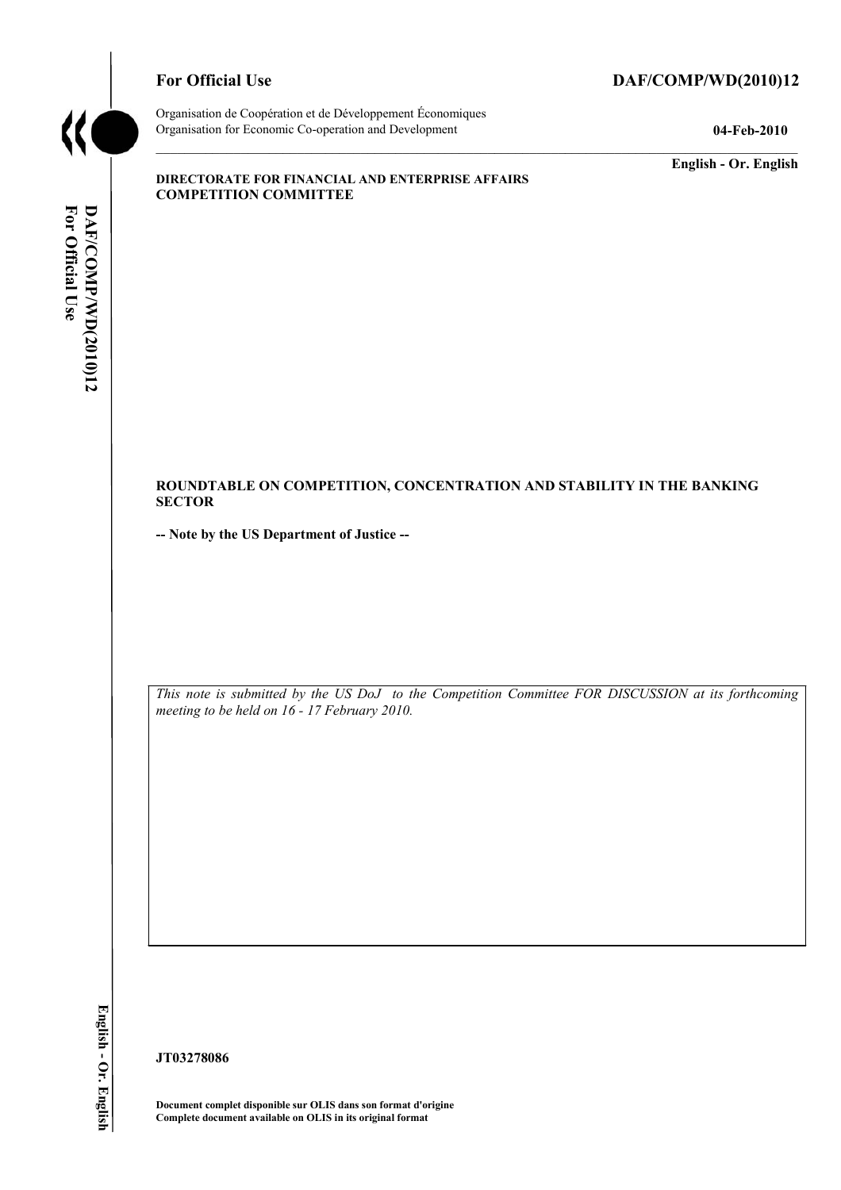**For Official Use** **DAF/COMP/WD(2010)12**

Organisation de Coopération et de Développement Économiques
Organisation for Economic Co-operation and Development **04-Feb-2010**

**English - Or. English**

**DIRECTORATE FOR FINANCIAL AND ENTERPRISE AFFAIRS**
**COMPETITION COMMITTEE**

**ROUNDTABLE ON COMPETITION, CONCENTRATION AND STABILITY IN THE BANKING SECTOR**

**-- Note by the US Department of Justice --**

*This note is submitted by the US DoJ to the Competition Committee FOR DISCUSSION at its forthcoming meeting to be held on 16 - 17 February 2010.*

**JT03278086**

**Document complet disponible sur OLIS dans son format d'origine**
**Complete document available on OLIS in its original format**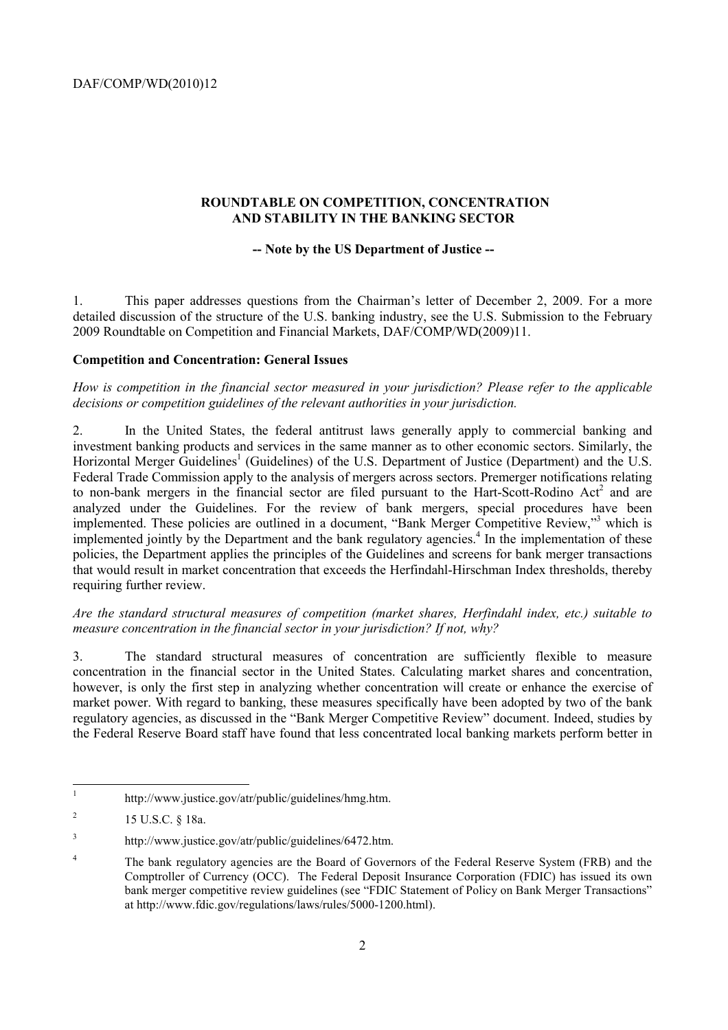**ROUNDTABLE ON COMPETITION, CONCENTRATION AND STABILITY IN THE BANKING SECTOR**

**-- Note by the US Department of Justice --**

1. This paper addresses questions from the Chairman's letter of December 2, 2009. For a more detailed discussion of the structure of the U.S. banking industry, see the U.S. Submission to the February 2009 Roundtable on Competition and Financial Markets, DAF/COMP/WD(2009)11.

**Competition and Concentration: General Issues**

*How is competition in the financial sector measured in your jurisdiction? Please refer to the applicable decisions or competition guidelines of the relevant authorities in your jurisdiction.*

2. In the United States, the federal antitrust laws generally apply to commercial banking and investment banking products and services in the same manner as to other economic sectors. Similarly, the Horizontal Merger Guidelines[1] (Guidelines) of the U.S. Department of Justice (Department) and the U.S. Federal Trade Commission apply to the analysis of mergers across sectors. Premerger notifications relating to non-bank mergers in the financial sector are filed pursuant to the Hart-Scott-Rodino Act[2] and are analyzed under the Guidelines. For the review of bank mergers, special procedures have been implemented. These policies are outlined in a document, "Bank Merger Competitive Review,"[3] which is implemented jointly by the Department and the bank regulatory agencies.[4] In the implementation of these policies, the Department applies the principles of the Guidelines and screens for bank merger transactions that would result in market concentration that exceeds the Herfindahl-Hirschman Index thresholds, thereby requiring further review.

*Are the standard structural measures of competition (market shares, Herfindahl index, etc.) suitable to measure concentration in the financial sector in your jurisdiction? If not, why?*

3. The standard structural measures of concentration are sufficiently flexible to measure concentration in the financial sector in the United States. Calculating market shares and concentration, however, is only the first step in analyzing whether concentration will create or enhance the exercise of market power. With regard to banking, these measures specifically have been adopted by two of the bank regulatory agencies, as discussed in the "Bank Merger Competitive Review" document. Indeed, studies by the Federal Reserve Board staff have found that less concentrated local banking markets perform better in

---

[1] http://www.justice.gov/atr/public/guidelines/hmg.htm.

[2] 15 U.S.C. § 18a.

[3] http://www.justice.gov/atr/public/guidelines/6472.htm.

[4] The bank regulatory agencies are the Board of Governors of the Federal Reserve System (FRB) and the Comptroller of Currency (OCC). The Federal Deposit Insurance Corporation (FDIC) has issued its own bank merger competitive review guidelines (see "FDIC Statement of Policy on Bank Merger Transactions" at http://www.fdic.gov/regulations/laws/rules/5000-1200.html).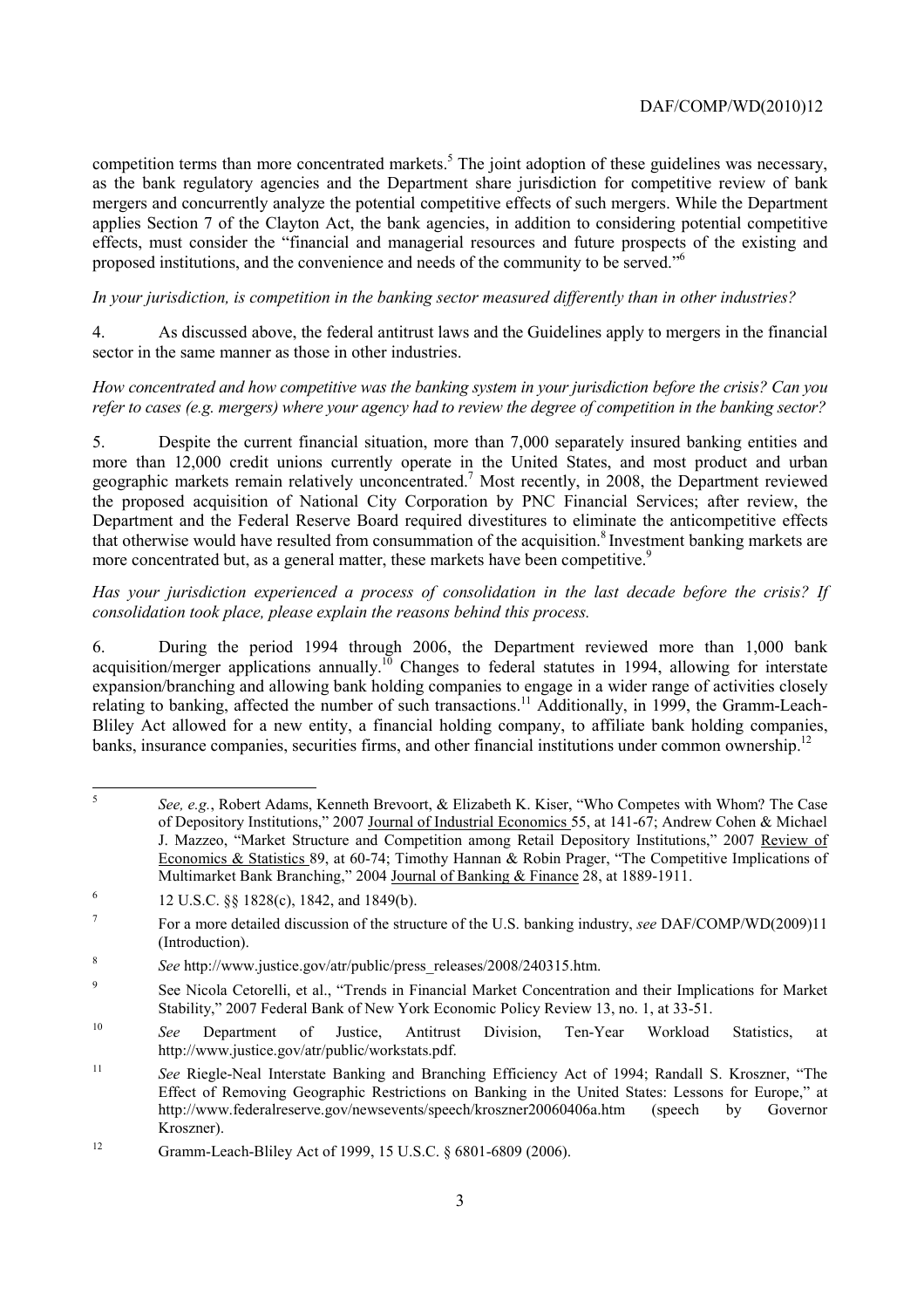competition terms than more concentrated markets.[5] The joint adoption of these guidelines was necessary, as the bank regulatory agencies and the Department share jurisdiction for competitive review of bank mergers and concurrently analyze the potential competitive effects of such mergers. While the Department applies Section 7 of the Clayton Act, the bank agencies, in addition to considering potential competitive effects, must consider the "financial and managerial resources and future prospects of the existing and proposed institutions, and the convenience and needs of the community to be served."[6]

*In your jurisdiction, is competition in the banking sector measured differently than in other industries?*

4. As discussed above, the federal antitrust laws and the Guidelines apply to mergers in the financial sector in the same manner as those in other industries.

*How concentrated and how competitive was the banking system in your jurisdiction before the crisis? Can you refer to cases (e.g. mergers) where your agency had to review the degree of competition in the banking sector?*

5. Despite the current financial situation, more than 7,000 separately insured banking entities and more than 12,000 credit unions currently operate in the United States, and most product and urban geographic markets remain relatively unconcentrated.[7] Most recently, in 2008, the Department reviewed the proposed acquisition of National City Corporation by PNC Financial Services; after review, the Department and the Federal Reserve Board required divestitures to eliminate the anticompetitive effects that otherwise would have resulted from consummation of the acquisition.[8] Investment banking markets are more concentrated but, as a general matter, these markets have been competitive.[9]

*Has your jurisdiction experienced a process of consolidation in the last decade before the crisis? If consolidation took place, please explain the reasons behind this process.*

6. During the period 1994 through 2006, the Department reviewed more than 1,000 bank acquisition/merger applications annually.[10] Changes to federal statutes in 1994, allowing for interstate expansion/branching and allowing bank holding companies to engage in a wider range of activities closely relating to banking, affected the number of such transactions.[11] Additionally, in 1999, the Gramm-Leach-Bliley Act allowed for a new entity, a financial holding company, to affiliate bank holding companies, banks, insurance companies, securities firms, and other financial institutions under common ownership.[12]

---

5. *See, e.g.*, Robert Adams, Kenneth Brevoort, & Elizabeth K. Kiser, "Who Competes with Whom? The Case of Depository Institutions," 2007 Journal of Industrial Economics 55, at 141-67; Andrew Cohen & Michael J. Mazzeo, "Market Structure and Competition among Retail Depository Institutions," 2007 Review of Economics & Statistics 89, at 60-74; Timothy Hannan & Robin Prager, "The Competitive Implications of Multimarket Bank Branching," 2004 Journal of Banking & Finance 28, at 1889-1911.

6. 12 U.S.C. §§ 1828(c), 1842, and 1849(b).

7. For a more detailed discussion of the structure of the U.S. banking industry, *see* DAF/COMP/WD(2009)11 (Introduction).

8. *See* http://www.justice.gov/atr/public/press_releases/2008/240315.htm.

9. See Nicola Cetorelli, et al., "Trends in Financial Market Concentration and their Implications for Market Stability," 2007 Federal Bank of New York Economic Policy Review 13, no. 1, at 33-51.

10. *See* Department of Justice, Antitrust Division, Ten-Year Workload Statistics, at http://www.justice.gov/atr/public/workstats.pdf.

11. *See* Riegle-Neal Interstate Banking and Branching Efficiency Act of 1994; Randall S. Kroszner, "The Effect of Removing Geographic Restrictions on Banking in the United States: Lessons for Europe," at http://www.federalreserve.gov/newsevents/speech/kroszner20060406a.htm (speech by Governor Kroszner).

12. Gramm-Leach-Bliley Act of 1999, 15 U.S.C. § 6801-6809 (2006).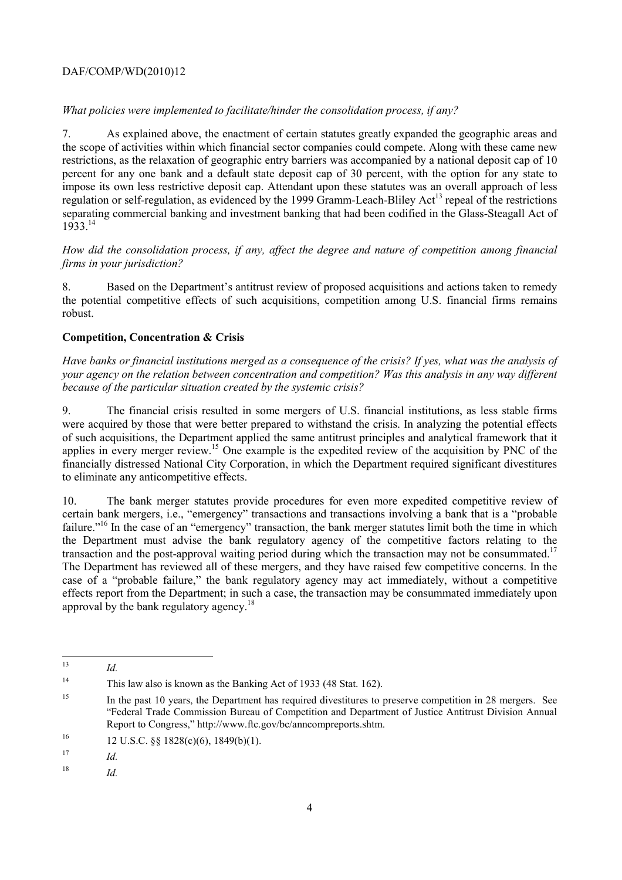*What policies were implemented to facilitate/hinder the consolidation process, if any?*

7. As explained above, the enactment of certain statutes greatly expanded the geographic areas and the scope of activities within which financial sector companies could compete. Along with these came new restrictions, as the relaxation of geographic entry barriers was accompanied by a national deposit cap of 10 percent for any one bank and a default state deposit cap of 30 percent, with the option for any state to impose its own less restrictive deposit cap. Attendant upon these statutes was an overall approach of less regulation or self-regulation, as evidenced by the 1999 Gramm-Leach-Bliley Act[13] repeal of the restrictions separating commercial banking and investment banking that had been codified in the Glass-Steagall Act of 1933.[14]

*How did the consolidation process, if any, affect the degree and nature of competition among financial firms in your jurisdiction?*

8. Based on the Department's antitrust review of proposed acquisitions and actions taken to remedy the potential competitive effects of such acquisitions, competition among U.S. financial firms remains robust.

**Competition, Concentration & Crisis**

*Have banks or financial institutions merged as a consequence of the crisis? If yes, what was the analysis of your agency on the relation between concentration and competition? Was this analysis in any way different because of the particular situation created by the systemic crisis?*

9. The financial crisis resulted in some mergers of U.S. financial institutions, as less stable firms were acquired by those that were better prepared to withstand the crisis. In analyzing the potential effects of such acquisitions, the Department applied the same antitrust principles and analytical framework that it applies in every merger review.[15] One example is the expedited review of the acquisition by PNC of the financially distressed National City Corporation, in which the Department required significant divestitures to eliminate any anticompetitive effects.

10. The bank merger statutes provide procedures for even more expedited competitive review of certain bank mergers, i.e., "emergency" transactions and transactions involving a bank that is a "probable failure."[16] In the case of an "emergency" transaction, the bank merger statutes limit both the time in which the Department must advise the bank regulatory agency of the competitive factors relating to the transaction and the post-approval waiting period during which the transaction may not be consummated.[17] The Department has reviewed all of these mergers, and they have raised few competitive concerns. In the case of a "probable failure," the bank regulatory agency may act immediately, without a competitive effects report from the Department; in such a case, the transaction may be consummated immediately upon approval by the bank regulatory agency.[18]

---

[13] *Id.*

[14] This law also is known as the Banking Act of 1933 (48 Stat. 162).

[15] In the past 10 years, the Department has required divestitures to preserve competition in 28 mergers. See "Federal Trade Commission Bureau of Competition and Department of Justice Antitrust Division Annual Report to Congress," http://www.ftc.gov/bc/anncompreports.shtm.

[16] 12 U.S.C. §§ 1828(c)(6), 1849(b)(1).

[17] *Id.*

[18] *Id.*